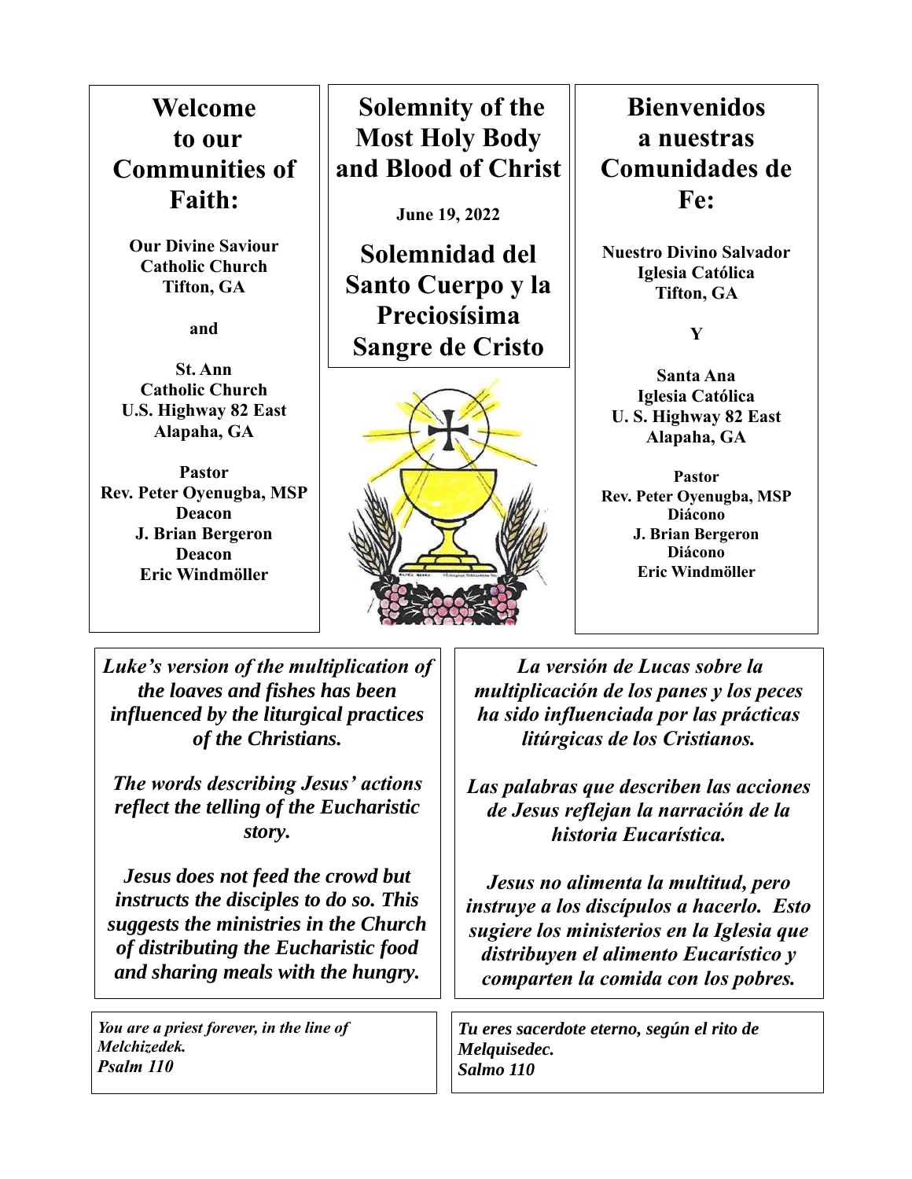# Welcome to our Communities of Faith:

**Our Divine Saviour Catholic Church**
**Tifton, GA**

**and**

**St. Ann Catholic Church**
**U.S. Highway 82 East**
**Alapaha, GA**

**Pastor**
**Rev. Peter Oyenugba, MSP**
**Deacon**
**J. Brian Bergeron**
**Deacon**
**Eric Windmöller**

# Solemnity of the Most Holy Body and Blood of Christ

**June 19, 2022**

# Solemnidad del Santo Cuerpo y la Preciosísima Sangre de Cristo

# Bienvenidos a nuestras Comunidades de Fe:

**Nuestro Divino Salvador**
**Iglesia Católica**
**Tifton, GA**

**Y**

**Santa Ana**
**Iglesia Católica**
**U. S. Highway 82 East**
**Alapaha, GA**

**Pastor**
**Rev. Peter Oyenugba, MSP**
**Diácono**
**J. Brian Bergeron**
**Diácono**
**Eric Windmöller**

***Luke's version of the multiplication of the loaves and fishes has been influenced by the liturgical practices of the Christians.***

***The words describing Jesus' actions reflect the telling of the Eucharistic story.***

***Jesus does not feed the crowd but instructs the disciples to do so. This suggests the ministries in the Church of distributing the Eucharistic food and sharing meals with the hungry.***

***La versión de Lucas sobre la multiplicación de los panes y los peces ha sido influenciada por las prácticas litúrgicas de los Cristianos.***

***Las palabras que describen las acciones de Jesus reflejan la narración de la historia Eucarística.***

***Jesus no alimenta la multitud, pero instruye a los discípulos a hacerlo. Esto sugiere los ministerios en la Iglesia que distribuyen el alimento Eucarístico y comparten la comida con los pobres.***

***You are a priest forever, in the line of Melchizedek.***
***Psalm 110***

***Tu eres sacerdote eterno, según el rito de Melquisedec.***
***Salmo 110***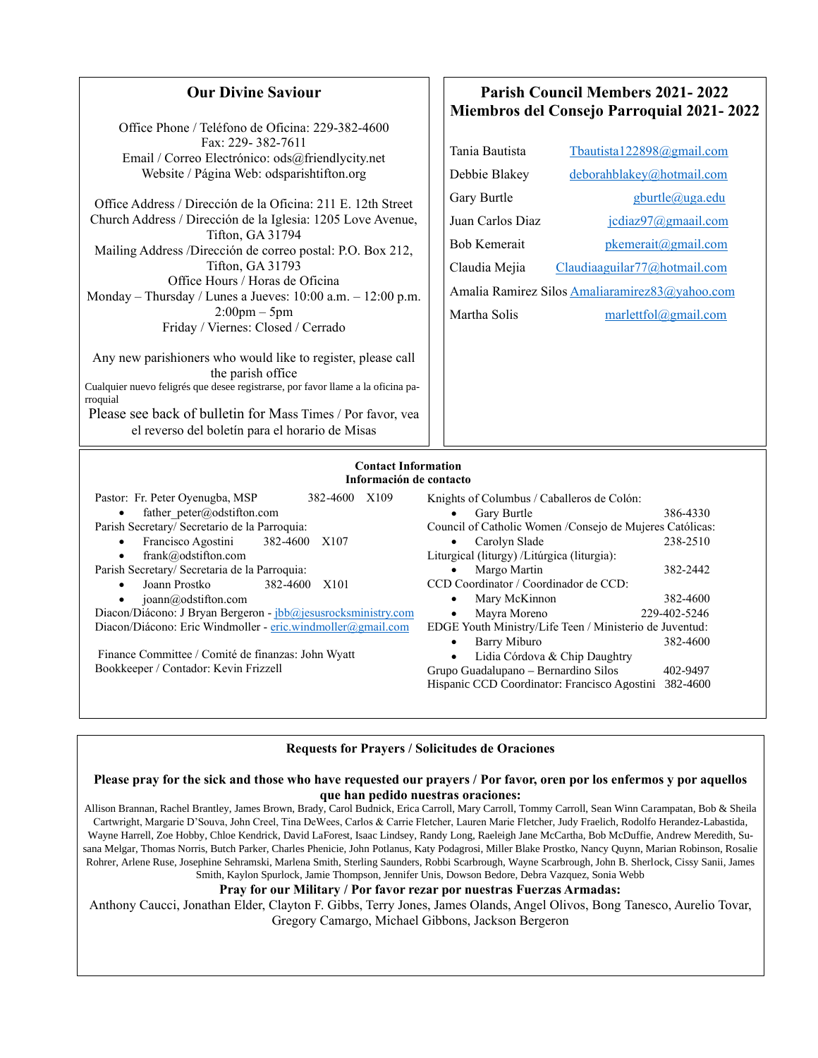## Our Divine Saviour

Office Phone / Teléfono de Oficina: 229-382-4600
Fax: 229- 382-7611
Email / Correo Electrónico: ods@friendlycity.net
Website / Página Web: odsparishtifton.org

Office Address / Dirección de la Oficina: 211 E. 12th Street
Church Address / Dirección de la Iglesia: 1205 Love Avenue, Tifton, GA 31794
Mailing Address /Dirección de correo postal: P.O. Box 212, Tifton, GA 31793
Office Hours / Horas de Oficina
Monday – Thursday / Lunes a Jueves: 10:00 a.m. – 12:00 p.m. 2:00pm – 5pm
Friday / Viernes: Closed / Cerrado

Any new parishioners who would like to register, please call the parish office
Cualquier nuevo feligrés que desee registrarse, por favor llame a la oficina parroquial
Please see back of bulletin for Mass Times / Por favor, vea el reverso del boletín para el horario de Misas

## Parish Council Members 2021- 2022
## Miembros del Consejo Parroquial 2021- 2022

| | |
|---|---|
| Tania Bautista | Tbautista122898@gmail.com |
| Debbie Blakey | deborahblakey@hotmail.com |
| Gary Burtle | gburtle@uga.edu |
| Juan Carlos Diaz | jcdiaz97@gmaail.com |
| Bob Kemerait | pkemerait@gmail.com |
| Claudia Mejia | Claudiaaguilar77@hotmail.com |
| Amalia Ramirez Silos | Amaliaramirez83@yahoo.com |
| Martha Solis | marlettfol@gmail.com |

**Contact Information**
**Información de contacto**

Pastor: Fr. Peter Oyenugba, MSP 382-4600 X109
- father_peter@odstifton.com

Parish Secretary/ Secretario de la Parroquia:
- Francisco Agostini 382-4600 X107
- frank@odstifton.com

Parish Secretary/ Secretaria de la Parroquia:
- Joann Prostko 382-4600 X101
- joann@odstifton.com

Diacon/Diácono: J Bryan Bergeron - jbb@jesusrocksministry.com
Diacon/Diácono: Eric Windmoller - eric.windmoller@gmail.com

Finance Committee / Comité de finanzas: John Wyatt
Bookkeeper / Contador: Kevin Frizzell

Knights of Columbus / Caballeros de Colón:
- Gary Burtle 386-4330

Council of Catholic Women /Consejo de Mujeres Católicas:
- Carolyn Slade 238-2510

Liturgical (liturgy) /Litúrgica (liturgia):
- Margo Martin 382-2442

CCD Coordinator / Coordinador de CCD:
- Mary McKinnon 382-4600
- Mayra Moreno 229-402-5246

EDGE Youth Ministry/Life Teen / Ministerio de Juventud:
- Barry Miburo 382-4600
- Lidia Córdova & Chip Daughtry

Grupo Guadalupano – Bernardino Silos 402-9497
Hispanic CCD Coordinator: Francisco Agostini 382-4600

**Requests for Prayers / Solicitudes de Oraciones**

**Please pray for the sick and those who have requested our prayers / Por favor, oren por los enfermos y por aquellos que han pedido nuestras oraciones:**

Allison Brannan, Rachel Brantley, James Brown, Brady, Carol Budnick, Erica Carroll, Mary Carroll, Tommy Carroll, Sean Winn Carampatan, Bob & Sheila Cartwright, Margarie D'Souva, John Creel, Tina DeWees, Carlos & Carrie Fletcher, Lauren Marie Fletcher, Judy Fraelich, Rodolfo Herandez-Labastida, Wayne Harrell, Zoe Hobby, Chloe Kendrick, David LaForest, Isaac Lindsey, Randy Long, Raeleigh Jane McCartha, Bob McDuffie, Andrew Meredith, Susana Melgar, Thomas Norris, Butch Parker, Charles Phenicie, John Potlanus, Katy Podagrosi, Miller Blake Prostko, Nancy Quynn, Marian Robinson, Rosalie Rohrer, Arlene Ruse, Josephine Sehramski, Marlena Smith, Sterling Saunders, Robbi Scarbrough, Wayne Scarbrough, John B. Sherlock, Cissy Sanii, James Smith, Kaylon Spurlock, Jamie Thompson, Jennifer Unis, Dowson Bedore, Debra Vazquez, Sonia Webb

**Pray for our Military / Por favor rezar por nuestras Fuerzas Armadas:**

Anthony Caucci, Jonathan Elder, Clayton F. Gibbs, Terry Jones, James Olands, Angel Olivos, Bong Tanesco, Aurelio Tovar, Gregory Camargo, Michael Gibbons, Jackson Bergeron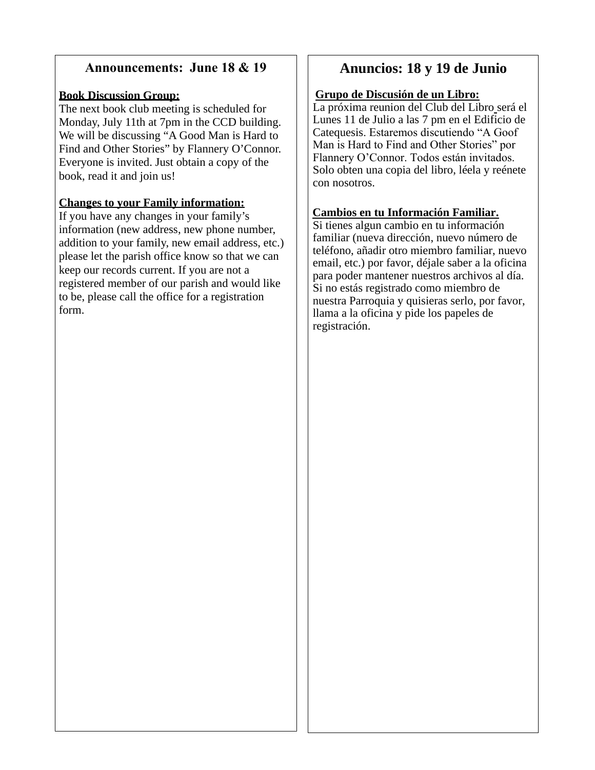## Announcements: June 18 & 19

**Book Discussion Group:**
The next book club meeting is scheduled for Monday, July 11th at 7pm in the CCD building. We will be discussing “A Good Man is Hard to Find and Other Stories” by Flannery O’Connor. Everyone is invited. Just obtain a copy of the book, read it and join us!

**Changes to your Family information:**
If you have any changes in your family’s information (new address, new phone number, addition to your family, new email address, etc.) please let the parish office know so that we can keep our records current. If you are not a registered member of our parish and would like to be, please call the office for a registration form.

## Anuncios: 18 y 19 de Junio

**Grupo de Discusión de un Libro:**
La próxima reunion del Club del Libro será el Lunes 11 de Julio a las 7 pm en el Edificio de Catequesis. Estaremos discutiendo “A Goof Man is Hard to Find and Other Stories” por Flannery O’Connor. Todos están invitados. Solo obten una copia del libro, léela y reénete con nosotros.

**Cambios en tu Información Familiar.**
Si tienes algun cambio en tu información familiar (nueva dirección, nuevo número de teléfono, añadir otro miembro familiar, nuevo email, etc.) por favor, déjale saber a la oficina para poder mantener nuestros archivos al día. Si no estás registrado como miembro de nuestra Parroquia y quisieras serlo, por favor, llama a la oficina y pide los papeles de registración.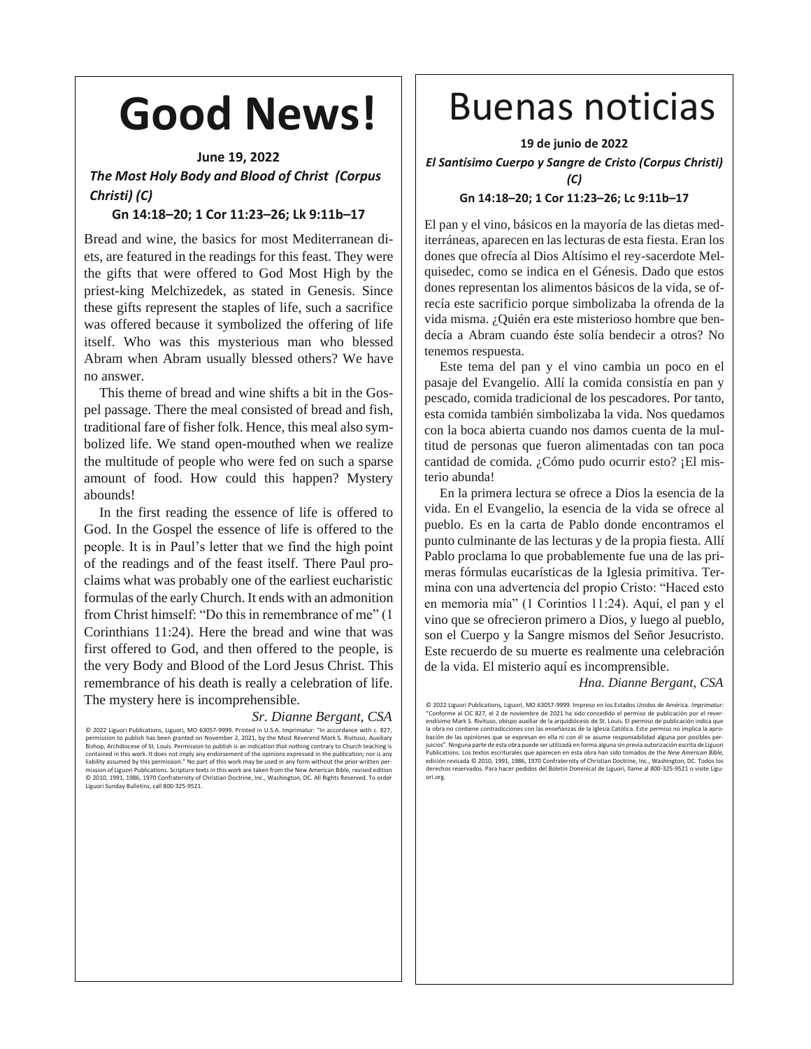# Good News!

**June 19, 2022**

***The Most Holy Body and Blood of Christ (Corpus Christi) (C)***

**Gn 14:18–20; 1 Cor 11:23–26; Lk 9:11b–17**

Bread and wine, the basics for most Mediterranean diets, are featured in the readings for this feast. They were the gifts that were offered to God Most High by the priest-king Melchizedek, as stated in Genesis. Since these gifts represent the staples of life, such a sacrifice was offered because it symbolized the offering of life itself. Who was this mysterious man who blessed Abram when Abram usually blessed others? We have no answer.

This theme of bread and wine shifts a bit in the Gospel passage. There the meal consisted of bread and fish, traditional fare of fisher folk. Hence, this meal also symbolized life. We stand open-mouthed when we realize the multitude of people who were fed on such a sparse amount of food. How could this happen? Mystery abounds!

In the first reading the essence of life is offered to God. In the Gospel the essence of life is offered to the people. It is in Paul's letter that we find the high point of the readings and of the feast itself. There Paul proclaims what was probably one of the earliest eucharistic formulas of the early Church. It ends with an admonition from Christ himself: "Do this in remembrance of me" (1 Corinthians 11:24). Here the bread and wine that was first offered to God, and then offered to the people, is the very Body and Blood of the Lord Jesus Christ. This remembrance of his death is really a celebration of life. The mystery here is incomprehensible.

*Sr. Dianne Bergant, CSA*

© 2022 Liguori Publications, Liguori, MO 63057-9999. Printed in U.S.A. Imprimatur: "In accordance with c. 827, permission to publish has been granted on November 2, 2021, by the Most Reverend Mark S. Rivituso, Auxiliary Bishop, Archdiocese of St. Louis. Permission to publish is an indication that nothing contrary to Church teaching is contained in this work. It does not imply any endorsement of the opinions expressed in the publication; nor is any liability assumed by this permission." No part of this work may be used in any form without the prior written permission of Liguori Publications. Scripture texts in this work are taken from the New American Bible, revised edition © 2010, 1991, 1986, 1970 Confraternity of Christian Doctrine, Inc., Washington, DC. All Rights Reserved. To order Liguori Sunday Bulletins, call 800-325-9521.

# Buenas noticias

**19 de junio de 2022**

***El Santísimo Cuerpo y Sangre de Cristo (Corpus Christi) (C)***

**Gn 14:18–20; 1 Cor 11:23–26; Lc 9:11b–17**

El pan y el vino, básicos en la mayoría de las dietas mediterráneas, aparecen en las lecturas de esta fiesta. Eran los dones que ofrecía al Dios Altísimo el rey-sacerdote Melquisedec, como se indica en el Génesis. Dado que estos dones representan los alimentos básicos de la vida, se ofrecía este sacrificio porque simbolizaba la ofrenda de la vida misma. ¿Quién era este misterioso hombre que bendecía a Abram cuando éste solía bendecir a otros? No tenemos respuesta.

Este tema del pan y el vino cambia un poco en el pasaje del Evangelio. Allí la comida consistía en pan y pescado, comida tradicional de los pescadores. Por tanto, esta comida también simbolizaba la vida. Nos quedamos con la boca abierta cuando nos damos cuenta de la multitud de personas que fueron alimentadas con tan poca cantidad de comida. ¿Cómo pudo ocurrir esto? ¡El misterio abunda!

En la primera lectura se ofrece a Dios la esencia de la vida. En el Evangelio, la esencia de la vida se ofrece al pueblo. Es en la carta de Pablo donde encontramos el punto culminante de las lecturas y de la propia fiesta. Allí Pablo proclama lo que probablemente fue una de las primeras fórmulas eucarísticas de la Iglesia primitiva. Termina con una advertencia del propio Cristo: "Haced esto en memoria mía" (1 Corintios 11:24). Aquí, el pan y el vino que se ofrecieron primero a Dios, y luego al pueblo, son el Cuerpo y la Sangre mismos del Señor Jesucristo. Este recuerdo de su muerte es realmente una celebración de la vida. El misterio aquí es incomprensible.

*Hna. Dianne Bergant, CSA*

© 2022 Liguori Publications, Liguori, MO 63057-9999. Impreso en los Estados Unidos de América. *Imprimatur*: "Conforme al CIC 827, el 2 de noviembre de 2021 ha sido concedido el permiso de publicación por el reverendísimo Mark S. Rivituso, obispo auxiliar de la arquidiócesis de St. Louis. El permiso de publicación indica que la obra no contiene contradicciones con las enseñanzas de la Iglesia Católica. Este permiso no implica la aprobación de las opiniones que se expresan en ella ni con él se asume responsabilidad alguna por posibles perjuicios". Ninguna parte de esta obra puede ser utilizada en forma alguna sin previa autorización escrita de Liguori Publications. Los textos escriturales que aparecen en esta obra han sido tomados de the *New American Bible*, edición revisada © 2010, 1991, 1986, 1970 Confraternity of Christian Doctrine, Inc., Washington, DC. Todos los derechos reservados. Para hacer pedidos del Boletín Dominical de Liguori, llame al 800-325-9521 o visite Liguori.org.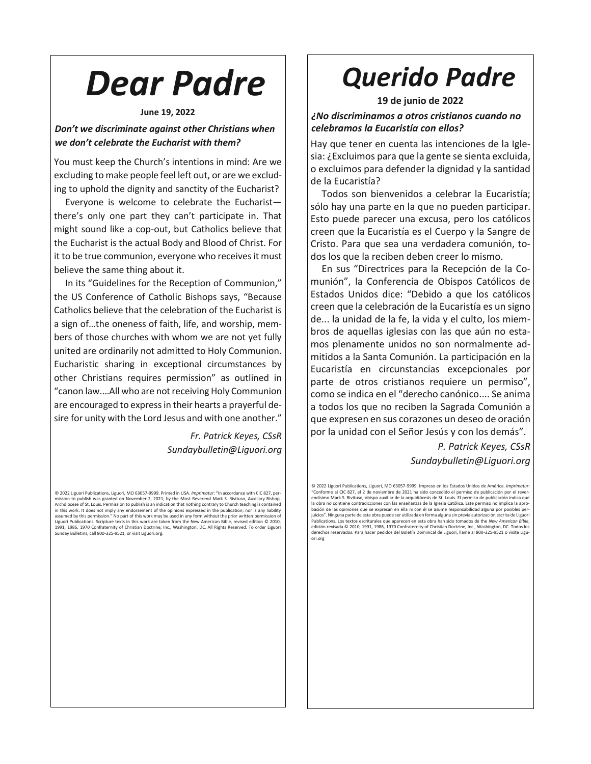# *Dear Padre*

**June 19, 2022**

***Don't we discriminate against other Christians when we don't celebrate the Eucharist with them?***

You must keep the Church's intentions in mind: Are we excluding to make people feel left out, or are we excluding to uphold the dignity and sanctity of the Eucharist?

Everyone is welcome to celebrate the Eucharist—there's only one part they can't participate in. That might sound like a cop-out, but Catholics believe that the Eucharist is the actual Body and Blood of Christ. For it to be true communion, everyone who receives it must believe the same thing about it.

In its "Guidelines for the Reception of Communion," the US Conference of Catholic Bishops says, "Because Catholics believe that the celebration of the Eucharist is a sign of…the oneness of faith, life, and worship, members of those churches with whom we are not yet fully united are ordinarily not admitted to Holy Communion. Eucharistic sharing in exceptional circumstances by other Christians requires permission" as outlined in "canon law.…All who are not receiving Holy Communion are encouraged to express in their hearts a prayerful desire for unity with the Lord Jesus and with one another."

*Fr. Patrick Keyes, CSsR*
*Sundaybulletin@Liguori.org*

© 2022 Liguori Publications, Liguori, MO 63057-9999. Printed in USA. *Imprimatur*: "In accordance with CIC 827, permission to publish was granted on November 2, 2021, by the Most Reverend Mark S. Rivituso, Auxiliary Bishop, Archdiocese of St. Louis. Permission to publish is an indication that nothing contrary to Church teaching is contained in this work. It does not imply any endorsement of the opinions expressed in the publication; nor is any liability assumed by this permission." No part of this work may be used in any form without the prior written permission of Liguori Publications. Scripture texts in this work are taken from the New American Bible, revised edition © 2010, 1991, 1986, 1970 Confraternity of Christian Doctrine, Inc., Washington, DC. All Rights Reserved. To order Liguori Sunday Bulletins, call 800-325-9521, or visit Liguori.org.

# *Querido Padre*

**19 de junio de 2022**

***¿No discriminamos a otros cristianos cuando no celebramos la Eucaristía con ellos?***

Hay que tener en cuenta las intenciones de la Iglesia: ¿Excluimos para que la gente se sienta excluida, o excluimos para defender la dignidad y la santidad de la Eucaristía?

Todos son bienvenidos a celebrar la Eucaristía; sólo hay una parte en la que no pueden participar. Esto puede parecer una excusa, pero los católicos creen que la Eucaristía es el Cuerpo y la Sangre de Cristo. Para que sea una verdadera comunión, todos los que la reciben deben creer lo mismo.

En sus "Directrices para la Recepción de la Comunión", la Conferencia de Obispos Católicos de Estados Unidos dice: "Debido a que los católicos creen que la celebración de la Eucaristía es un signo de... la unidad de la fe, la vida y el culto, los miembros de aquellas iglesias con las que aún no estamos plenamente unidos no son normalmente admitidos a la Santa Comunión. La participación en la Eucaristía en circunstancias excepcionales por parte de otros cristianos requiere un permiso", como se indica en el "derecho canónico.... Se anima a todos los que no reciben la Sagrada Comunión a que expresen en sus corazones un deseo de oración por la unidad con el Señor Jesús y con los demás".

*P. Patrick Keyes, CSsR*
*Sundaybulletin@Liguori.org*

© 2022 Liguori Publications, Liguori, MO 63057-9999. Impreso en los Estados Unidos de América. *Imprimatur*: "Conforme al CIC 827, el 2 de noviembre de 2021 ha sido concedido el permiso de publicación por el reverendísimo Mark S. Rivituso, obispo auxiliar de la arquidiócesis de St. Louis. El permiso de publicación indica que la obra no contiene contradicciones con las enseñanzas de la Iglesia Católica. Este permiso no implica la aprobación de las opiniones que se expresan en ella ni con él se asume responsabilidad alguna por posibles perjuicios". Ninguna parte de esta obra puede ser utilizada en forma alguna sin previa autorización escrita de Liguori Publications. Los textos escriturales que aparecen en esta obra han sido tomados de the *New American Bible*, edición revisada © 2010, 1991, 1986, 1970 Confraternity of Christian Doctrine, Inc., Washington, DC. Todos los derechos reservados. Para hacer pedidos del Boletín Dominical de Liguori, llame al 800-325-9521 o visite Liguori.org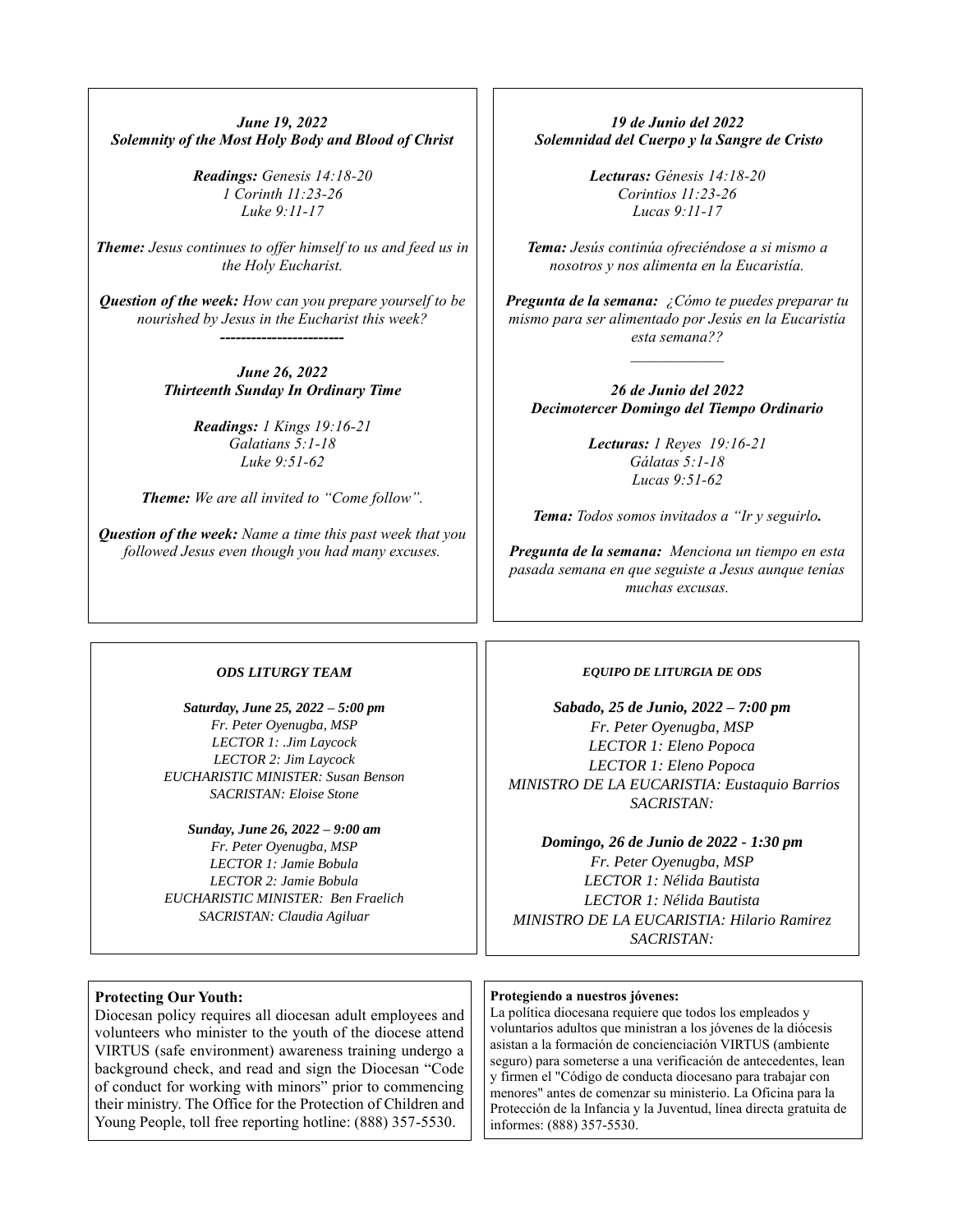***June 19, 2022***
***Solemnity of the Most Holy Body and Blood of Christ***

***Readings:*** *Genesis 14:18-20*
*1 Corinth 11:23-26*
*Luke 9:11-17*

***Theme:*** *Jesus continues to offer himself to us and feed us in the Holy Eucharist.*

***Question of the week:*** *How can you prepare yourself to be nourished by Jesus in the Eucharist this week?*

------------------------

***June 26, 2022***
***Thirteenth Sunday In Ordinary Time***

***Readings:*** *1 Kings 19:16-21*
*Galatians 5:1-18*
*Luke 9:51-62*

***Theme:*** *We are all invited to "Come follow".*

***Question of the week:*** *Name a time this past week that you followed Jesus even though you had many excuses.*

***19 de Junio del 2022***
***Solemnidad del Cuerpo y la Sangre de Cristo***

***Lecturas:*** *Génesis 14:18-20*
*Corintios 11:23-26*
*Lucas 9:11-17*

***Tema:*** *Jesús continúa ofreciéndose a si mismo a nosotros y nos alimenta en la Eucaristía.*

***Pregunta de la semana:*** *¿Cómo te puedes preparar tu mismo para ser alimentado por Jesús en la Eucaristía esta semana??*

---

***26 de Junio del 2022***
***Decimotercer Domingo del Tiempo Ordinario***

***Lecturas:*** *1 Reyes 19:16-21*
*Gálatas 5:1-18*
*Lucas 9:51-62*

***Tema:*** *Todos somos invitados a "Ir y seguirlo.*

***Pregunta de la semana:*** *Menciona un tiempo en esta pasada semana en que seguiste a Jesus aunque tenías muchas excusas.*

***ODS LITURGY TEAM***

***Saturday, June 25, 2022 – 5:00 pm***
*Fr. Peter Oyenugba, MSP*
*LECTOR 1: .Jim Laycock*
*LECTOR 2: Jim Laycock*
*EUCHARISTIC MINISTER: Susan Benson*
*SACRISTAN: Eloise Stone*

***Sunday, June 26, 2022 – 9:00 am***
*Fr. Peter Oyenugba, MSP*
*LECTOR 1: Jamie Bobula*
*LECTOR 2: Jamie Bobula*
*EUCHARISTIC MINISTER: Ben Fraelich*
*SACRISTAN: Claudia Agiluar*

***EQUIPO DE LITURGIA DE ODS***

***Sabado, 25 de Junio, 2022 – 7:00 pm***
*Fr. Peter Oyenugba, MSP*
*LECTOR 1: Eleno Popoca*
*LECTOR 1: Eleno Popoca*
*MINISTRO DE LA EUCARISTIA: Eustaquio Barrios*
*SACRISTAN:*

***Domingo, 26 de Junio de 2022 - 1:30 pm***
*Fr. Peter Oyenugba, MSP*
*LECTOR 1: Nélida Bautista*
*LECTOR 1: Nélida Bautista*
*MINISTRO DE LA EUCARISTIA: Hilario Ramirez*
*SACRISTAN:*

**Protecting Our Youth:**
Diocesan policy requires all diocesan adult employees and volunteers who minister to the youth of the diocese attend VIRTUS (safe environment) awareness training undergo a background check, and read and sign the Diocesan "Code of conduct for working with minors" prior to commencing their ministry. The Office for the Protection of Children and Young People, toll free reporting hotline: (888) 357-5530.

**Protegiendo a nuestros jóvenes:**
La política diocesana requiere que todos los empleados y voluntarios adultos que ministran a los jóvenes de la diócesis asistan a la formación de concienciación VIRTUS (ambiente seguro) para someterse a una verificación de antecedentes, lean y firmen el "Código de conducta diocesano para trabajar con menores" antes de comenzar su ministerio. La Oficina para la Protección de la Infancia y la Juventud, línea directa gratuita de informes: (888) 357-5530.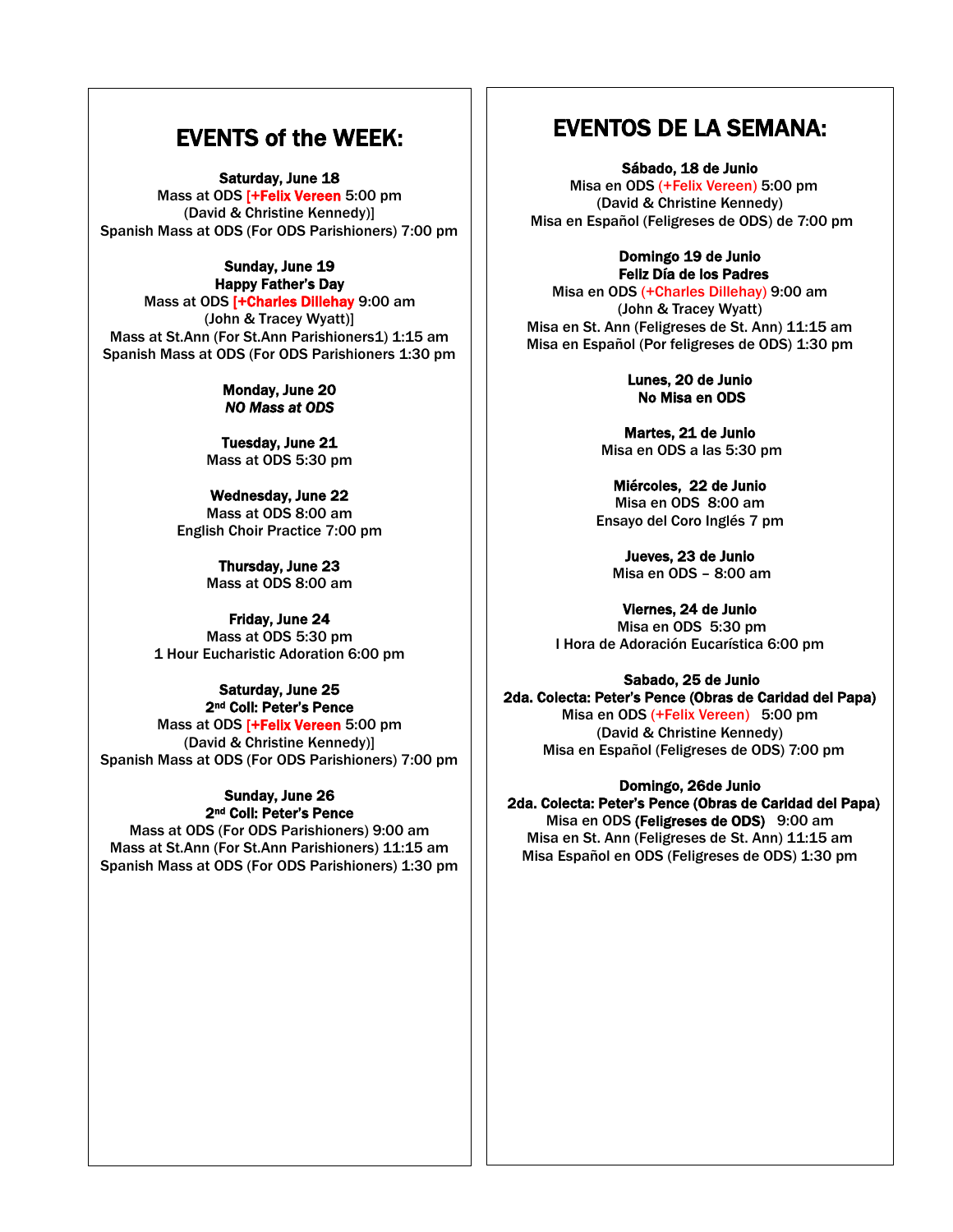## EVENTS of the WEEK:

**Saturday, June 18**
Mass at ODS [+Felix Vereen 5:00 pm
(David & Christine Kennedy)]
Spanish Mass at ODS (For ODS Parishioners) 7:00 pm

**Sunday, June 19**
**Happy Father's Day**
Mass at ODS [+Charles Dillehay 9:00 am
(John & Tracey Wyatt)]
Mass at St.Ann (For St.Ann Parishioners1) 1:15 am
Spanish Mass at ODS (For ODS Parishioners 1:30 pm

**Monday, June 20**
***NO Mass at ODS***

**Tuesday, June 21**
Mass at ODS 5:30 pm

**Wednesday, June 22**
Mass at ODS 8:00 am
English Choir Practice 7:00 pm

**Thursday, June 23**
Mass at ODS 8:00 am

**Friday, June 24**
Mass at ODS 5:30 pm
1 Hour Eucharistic Adoration 6:00 pm

**Saturday, June 25**
**2nd Coll: Peter's Pence**
Mass at ODS [+Felix Vereen 5:00 pm
(David & Christine Kennedy)]
Spanish Mass at ODS (For ODS Parishioners) 7:00 pm

**Sunday, June 26**
**2nd Coll: Peter's Pence**
Mass at ODS (For ODS Parishioners) 9:00 am
Mass at St.Ann (For St.Ann Parishioners) 11:15 am
Spanish Mass at ODS (For ODS Parishioners) 1:30 pm

## EVENTOS DE LA SEMANA:

**Sábado, 18 de Junio**
Misa en ODS (+Felix Vereen) 5:00 pm
(David & Christine Kennedy)
Misa en Español (Feligreses de ODS) de 7:00 pm

**Domingo 19 de Junio**
**Feliz Día de los Padres**
Misa en ODS (+Charles Dillehay) 9:00 am
(John & Tracey Wyatt)
Misa en St. Ann (Feligreses de St. Ann) 11:15 am
Misa en Español (Por feligreses de ODS) 1:30 pm

**Lunes, 20 de Junio**
**No Misa en ODS**

**Martes, 21 de Junio**
Misa en ODS a las 5:30 pm

**Miércoles, 22 de Junio**
Misa en ODS 8:00 am
Ensayo del Coro Inglés 7 pm

**Jueves, 23 de Junio**
Misa en ODS – 8:00 am

**Viernes, 24 de Junio**
Misa en ODS 5:30 pm
I Hora de Adoración Eucarística 6:00 pm

**Sabado, 25 de Junio**
**2da. Colecta: Peter's Pence (Obras de Caridad del Papa)**
Misa en ODS (+Felix Vereen) 5:00 pm
(David & Christine Kennedy)
Misa en Español (Feligreses de ODS) 7:00 pm

**Domingo, 26de Junio**
**2da. Colecta: Peter's Pence (Obras de Caridad del Papa)**
Misa en ODS **(Feligreses de ODS)** 9:00 am
Misa en St. Ann (Feligreses de St. Ann) 11:15 am
Misa Español en ODS (Feligreses de ODS) 1:30 pm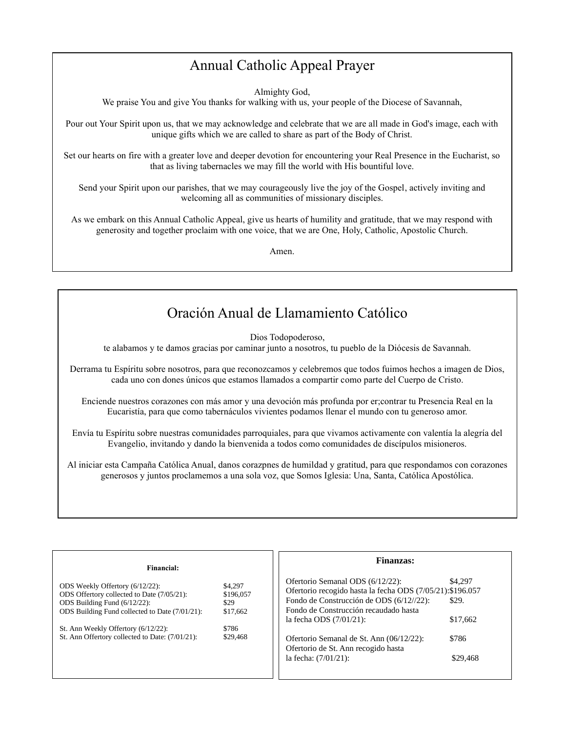# Annual Catholic Appeal Prayer

Almighty God,
We praise You and give You thanks for walking with us, your people of the Diocese of Savannah,

Pour out Your Spirit upon us, that we may acknowledge and celebrate that we are all made in God's image, each with unique gifts which we are called to share as part of the Body of Christ.

Set our hearts on fire with a greater love and deeper devotion for encountering your Real Presence in the Eucharist, so that as living tabernacles we may fill the world with His bountiful love.

Send your Spirit upon our parishes, that we may courageously live the joy of the Gospel, actively inviting and welcoming all as communities of missionary disciples.

As we embark on this Annual Catholic Appeal, give us hearts of humility and gratitude, that we may respond with generosity and together proclaim with one voice, that we are One, Holy, Catholic, Apostolic Church.

Amen.

# Oración Anual de Llamamiento Católico

Dios Todopoderoso,
te alabamos y te damos gracias por caminar junto a nosotros, tu pueblo de la Diócesis de Savannah.

Derrama tu Espíritu sobre nosotros, para que reconozcamos y celebremos que todos fuimos hechos a imagen de Dios, cada uno con dones únicos que estamos llamados a compartir como parte del Cuerpo de Cristo.

Enciende nuestros corazones con más amor y una devoción más profunda por er;contrar tu Presencia Real en la Eucaristía, para que como tabernáculos vivientes podamos llenar el mundo con tu generoso amor.

Envía tu Espíritu sobre nuestras comunidades parroquiales, para que vivamos activamente con valentía la alegría del Evangelio, invitando y dando la bienvenida a todos como comunidades de discípulos misioneros.

Al iniciar esta Campaña Católica Anual, danos corazpnes de humildad y gratitud, para que respondamos con corazones generosos y juntos proclamemos a una sola voz, que Somos Iglesia: Una, Santa, Católica Apostólica.

**Financial:**

| | |
|---|---|
| ODS Weekly Offertory (6/12/22): | $4,297 |
| ODS Offertory collected to Date (7/05/21): | $196,057 |
| ODS Building Fund (6/12/22): | $29 |
| ODS Building Fund collected to Date (7/01/21): | $17,662 |
| St. Ann Weekly Offertory (6/12/22): | $786 |
| St. Ann Offertory collected to Date: (7/01/21): | $29,468 |

**Finanzas:**

| | |
|---|---|
| Ofertorio Semanal ODS (6/12/22): | $4,297 |
| Ofertorio recogido hasta la fecha ODS (7/05/21): | $196.057 |
| Fondo de Construcción de ODS (6/12//22): | $29. |
| Fondo de Construcción recaudado hasta la fecha ODS (7/01/21): | $17,662 |
| Ofertorio Semanal de St. Ann (06/12/22): | $786 |
| Ofertorio de St. Ann recogido hasta la fecha: (7/01/21): | $29,468 |